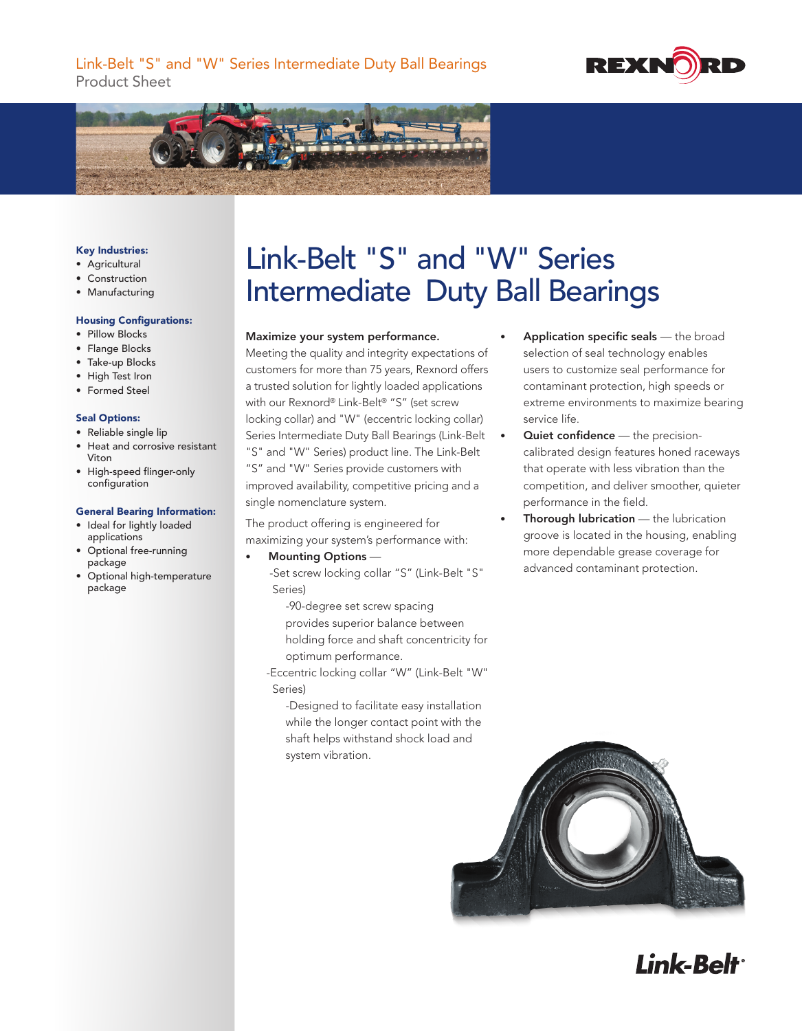Link-Belt "S" and "W" Series Intermediate Duty Ball Bearings
Product Sheet

**Key Industries:**
- Agricultural
- Construction
- Manufacturing

**Housing Configurations:**
- Pillow Blocks
- Flange Blocks
- Take-up Blocks
- High Test Iron
- Formed Steel

**Seal Options:**
- Reliable single lip
- Heat and corrosive resistant Viton
- High-speed flinger-only configuration

**General Bearing Information:**
- Ideal for lightly loaded applications
- Optional free-running package
- Optional high-temperature package

# Link-Belt "S" and "W" Series Intermediate Duty Ball Bearings

**Maximize your system performance.**
Meeting the quality and integrity expectations of customers for more than 75 years, Rexnord offers a trusted solution for lightly loaded applications with our Rexnord® Link-Belt® "S" (set screw locking collar) and "W" (eccentric locking collar) Series Intermediate Duty Ball Bearings (Link-Belt "S" and "W" Series) product line. The Link-Belt "S" and "W" Series provide customers with improved availability, competitive pricing and a single nomenclature system.

The product offering is engineered for maximizing your system's performance with:

- **Mounting Options** —
  - -Set screw locking collar "S" (Link-Belt "S" Series)
    - -90-degree set screw spacing provides superior balance between holding force and shaft concentricity for optimum performance.
  - -Eccentric locking collar "W" (Link-Belt "W" Series)
    - -Designed to facilitate easy installation while the longer contact point with the shaft helps withstand shock load and system vibration.
- **Application specific seals** — the broad selection of seal technology enables users to customize seal performance for contaminant protection, high speeds or extreme environments to maximize bearing service life.
- **Quiet confidence** — the precision-calibrated design features honed raceways that operate with less vibration than the competition, and deliver smoother, quieter performance in the field.
- **Thorough lubrication** — the lubrication groove is located in the housing, enabling more dependable grease coverage for advanced contaminant protection.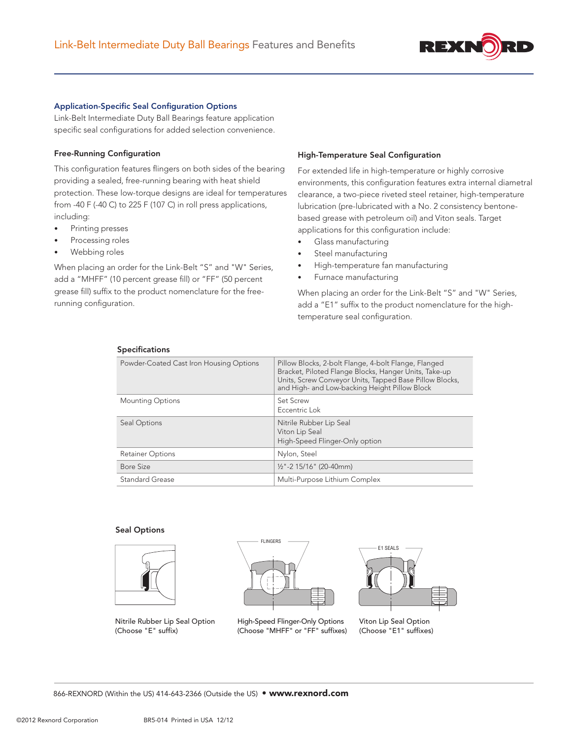## Application-Specific Seal Configuration Options

Link-Belt Intermediate Duty Ball Bearings feature application specific seal configurations for added selection convenience.

### Free-Running Configuration

This configuration features flingers on both sides of the bearing providing a sealed, free-running bearing with heat shield protection. These low-torque designs are ideal for temperatures from -40 F (-40 C) to 225 F (107 C) in roll press applications, including:

- Printing presses
- Processing roles
- Webbing roles

When placing an order for the Link-Belt “S” and "W" Series, add a “MHFF” (10 percent grease fill) or “FF” (50 percent grease fill) suffix to the product nomenclature for the free-running configuration.

### High-Temperature Seal Configuration

For extended life in high-temperature or highly corrosive environments, this configuration features extra internal diametral clearance, a two-piece riveted steel retainer, high-temperature lubrication (pre-lubricated with a No. 2 consistency bentone-based grease with petroleum oil) and Viton seals. Target applications for this configuration include:

- Glass manufacturing
- Steel manufacturing
- High-temperature fan manufacturing
- Furnace manufacturing

When placing an order for the Link-Belt “S” and "W" Series, add a “E1” suffix to the product nomenclature for the high-temperature seal configuration.

### Specifications

| | |
|---|---|
| Powder-Coated Cast Iron Housing Options | Pillow Blocks, 2-bolt Flange, 4-bolt Flange, Flanged Bracket, Piloted Flange Blocks, Hanger Units, Take-up Units, Screw Conveyor Units, Tapped Base Pillow Blocks, and High- and Low-backing Height Pillow Block |
| Mounting Options | Set Screw<br>Eccentric Lok |
| Seal Options | Nitrile Rubber Lip Seal<br>Viton Lip Seal<br>High-Speed Flinger-Only option |
| Retainer Options | Nylon, Steel |
| Bore Size | ½"-2 15/16" (20-40mm) |
| Standard Grease | Multi-Purpose Lithium Complex |

### Seal Options

Nitrile Rubber Lip Seal Option (Choose "E" suffix)

FLINGERS

High-Speed Flinger-Only Options (Choose "MHFF" or "FF" suffixes)

E1 SEALS

Viton Lip Seal Option (Choose "E1" suffixes)

866-REXNORD (Within the US) 414-643-2366 (Outside the US) • **www.rexnord.com**

©2012 Rexnord Corporation BR5-014 Printed in USA 12/12